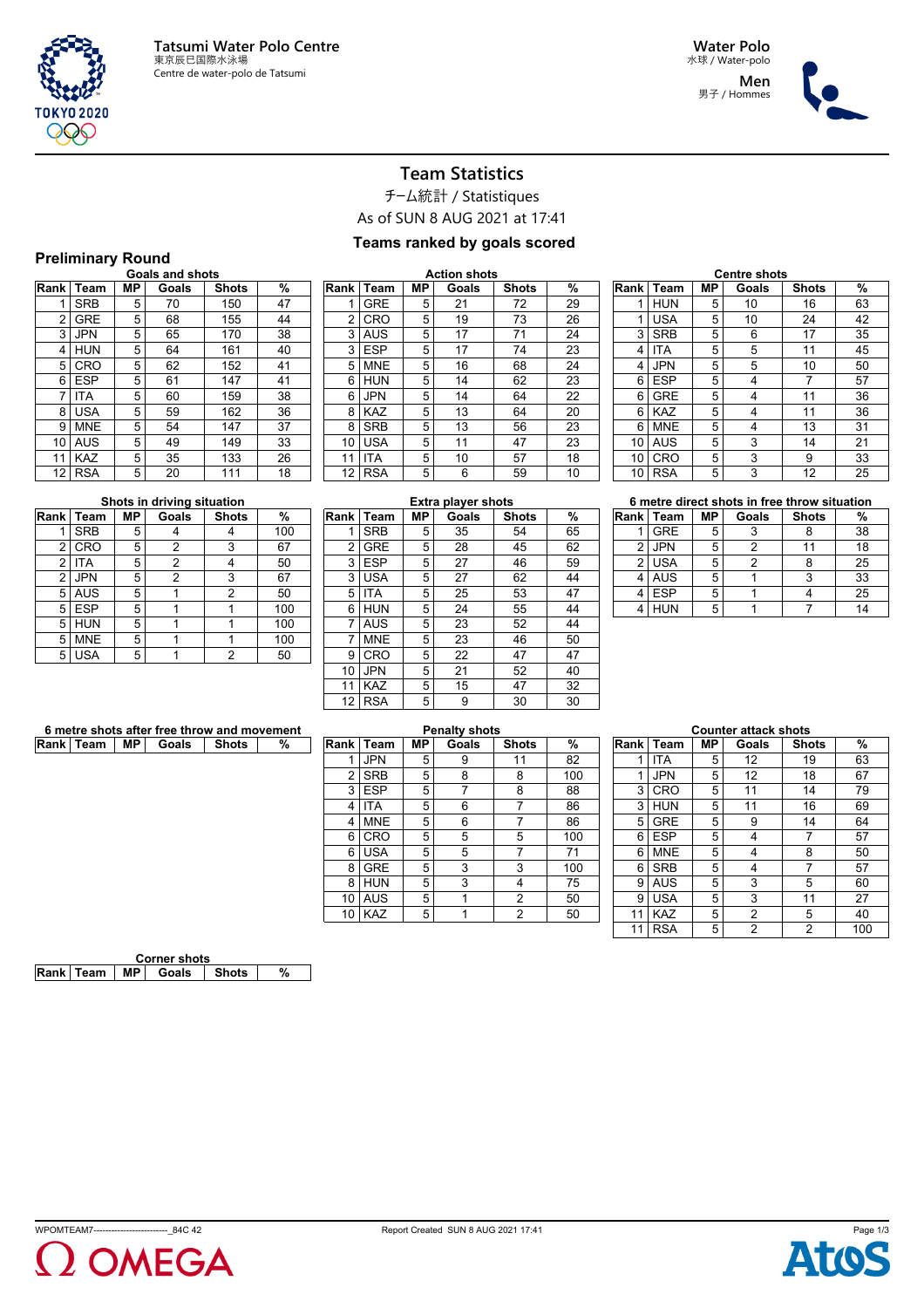Tatsumi Water Polo Centre
東京辰巳国際水泳場
Centre de water-polo de Tatsumi

Water Polo
水球 / Water-polo

Men
男子 / Hommes

# Team Statistics

チーム統計 / Statistiques

As of SUN 8 AUG 2021 at 17:41

**Teams ranked by goals scored**

## Preliminary Round

### Goals and shots

| Rank | Team | MP | Goals | Shots | % |
|---|---|---|---|---|---|
| 1 | SRB | 5 | 70 | 150 | 47 |
| 2 | GRE | 5 | 68 | 155 | 44 |
| 3 | JPN | 5 | 65 | 170 | 38 |
| 4 | HUN | 5 | 64 | 161 | 40 |
| 5 | CRO | 5 | 62 | 152 | 41 |
| 6 | ESP | 5 | 61 | 147 | 41 |
| 7 | ITA | 5 | 60 | 159 | 38 |
| 8 | USA | 5 | 59 | 162 | 36 |
| 9 | MNE | 5 | 54 | 147 | 37 |
| 10 | AUS | 5 | 49 | 149 | 33 |
| 11 | KAZ | 5 | 35 | 133 | 26 |
| 12 | RSA | 5 | 20 | 111 | 18 |

### Action shots

| Rank | Team | MP | Goals | Shots | % |
|---|---|---|---|---|---|
| 1 | GRE | 5 | 21 | 72 | 29 |
| 2 | CRO | 5 | 19 | 73 | 26 |
| 3 | AUS | 5 | 17 | 71 | 24 |
| 3 | ESP | 5 | 17 | 74 | 23 |
| 5 | MNE | 5 | 16 | 68 | 24 |
| 6 | HUN | 5 | 14 | 62 | 23 |
| 6 | JPN | 5 | 14 | 64 | 22 |
| 8 | KAZ | 5 | 13 | 64 | 20 |
| 8 | SRB | 5 | 13 | 56 | 23 |
| 10 | USA | 5 | 11 | 47 | 23 |
| 11 | ITA | 5 | 10 | 57 | 18 |
| 12 | RSA | 5 | 6 | 59 | 10 |

### Centre shots

| Rank | Team | MP | Goals | Shots | % |
|---|---|---|---|---|---|
| 1 | HUN | 5 | 10 | 16 | 63 |
| 1 | USA | 5 | 10 | 24 | 42 |
| 3 | SRB | 5 | 6 | 17 | 35 |
| 4 | ITA | 5 | 5 | 11 | 45 |
| 4 | JPN | 5 | 5 | 10 | 50 |
| 6 | ESP | 5 | 4 | 7 | 57 |
| 6 | GRE | 5 | 4 | 11 | 36 |
| 6 | KAZ | 5 | 4 | 11 | 36 |
| 6 | MNE | 5 | 4 | 13 | 31 |
| 10 | AUS | 5 | 3 | 14 | 21 |
| 10 | CRO | 5 | 3 | 9 | 33 |
| 10 | RSA | 5 | 3 | 12 | 25 |

### Shots in driving situation

| Rank | Team | MP | Goals | Shots | % |
|---|---|---|---|---|---|
| 1 | SRB | 5 | 4 | 4 | 100 |
| 2 | CRO | 5 | 2 | 3 | 67 |
| 2 | ITA | 5 | 2 | 4 | 50 |
| 2 | JPN | 5 | 2 | 3 | 67 |
| 5 | AUS | 5 | 1 | 2 | 50 |
| 5 | ESP | 5 | 1 | 1 | 100 |
| 5 | HUN | 5 | 1 | 1 | 100 |
| 5 | MNE | 5 | 1 | 1 | 100 |
| 5 | USA | 5 | 1 | 2 | 50 |

### Extra player shots

| Rank | Team | MP | Goals | Shots | % |
|---|---|---|---|---|---|
| 1 | SRB | 5 | 35 | 54 | 65 |
| 2 | GRE | 5 | 28 | 45 | 62 |
| 3 | ESP | 5 | 27 | 46 | 59 |
| 3 | USA | 5 | 27 | 62 | 44 |
| 5 | ITA | 5 | 25 | 53 | 47 |
| 6 | HUN | 5 | 24 | 55 | 44 |
| 7 | AUS | 5 | 23 | 52 | 44 |
| 7 | MNE | 5 | 23 | 46 | 50 |
| 9 | CRO | 5 | 22 | 47 | 47 |
| 10 | JPN | 5 | 21 | 52 | 40 |
| 11 | KAZ | 5 | 15 | 47 | 32 |
| 12 | RSA | 5 | 9 | 30 | 30 |

### 6 metre direct shots in free throw situation

| Rank | Team | MP | Goals | Shots | % |
|---|---|---|---|---|---|
| 1 | GRE | 5 | 3 | 8 | 38 |
| 2 | JPN | 5 | 2 | 11 | 18 |
| 2 | USA | 5 | 2 | 8 | 25 |
| 4 | AUS | 5 | 1 | 3 | 33 |
| 4 | ESP | 5 | 1 | 4 | 25 |
| 4 | HUN | 5 | 1 | 7 | 14 |

### 6 metre shots after free throw and movement

| Rank | Team | MP | Goals | Shots | % |
|---|---|---|---|---|---|

### Penalty shots

| Rank | Team | MP | Goals | Shots | % |
|---|---|---|---|---|---|
| 1 | JPN | 5 | 9 | 11 | 82 |
| 2 | SRB | 5 | 8 | 8 | 100 |
| 3 | ESP | 5 | 7 | 8 | 88 |
| 4 | ITA | 5 | 6 | 7 | 86 |
| 4 | MNE | 5 | 6 | 7 | 86 |
| 6 | CRO | 5 | 5 | 5 | 100 |
| 6 | USA | 5 | 5 | 7 | 71 |
| 8 | GRE | 5 | 3 | 3 | 100 |
| 8 | HUN | 5 | 3 | 4 | 75 |
| 10 | AUS | 5 | 1 | 2 | 50 |
| 10 | KAZ | 5 | 1 | 2 | 50 |

### Counter attack shots

| Rank | Team | MP | Goals | Shots | % |
|---|---|---|---|---|---|
| 1 | ITA | 5 | 12 | 19 | 63 |
| 1 | JPN | 5 | 12 | 18 | 67 |
| 3 | CRO | 5 | 11 | 14 | 79 |
| 3 | HUN | 5 | 11 | 16 | 69 |
| 5 | GRE | 5 | 9 | 14 | 64 |
| 6 | ESP | 5 | 4 | 7 | 57 |
| 6 | MNE | 5 | 4 | 8 | 50 |
| 6 | SRB | 5 | 4 | 7 | 57 |
| 9 | AUS | 5 | 3 | 5 | 60 |
| 9 | USA | 5 | 3 | 11 | 27 |
| 11 | KAZ | 5 | 2 | 5 | 40 |
| 11 | RSA | 5 | 2 | 2 | 100 |

### Corner shots

| Rank | Team | MP | Goals | Shots | % |
|---|---|---|---|---|---|

WPOMTEAM7------------------------_84C 42 Report Created SUN 8 AUG 2021 17:41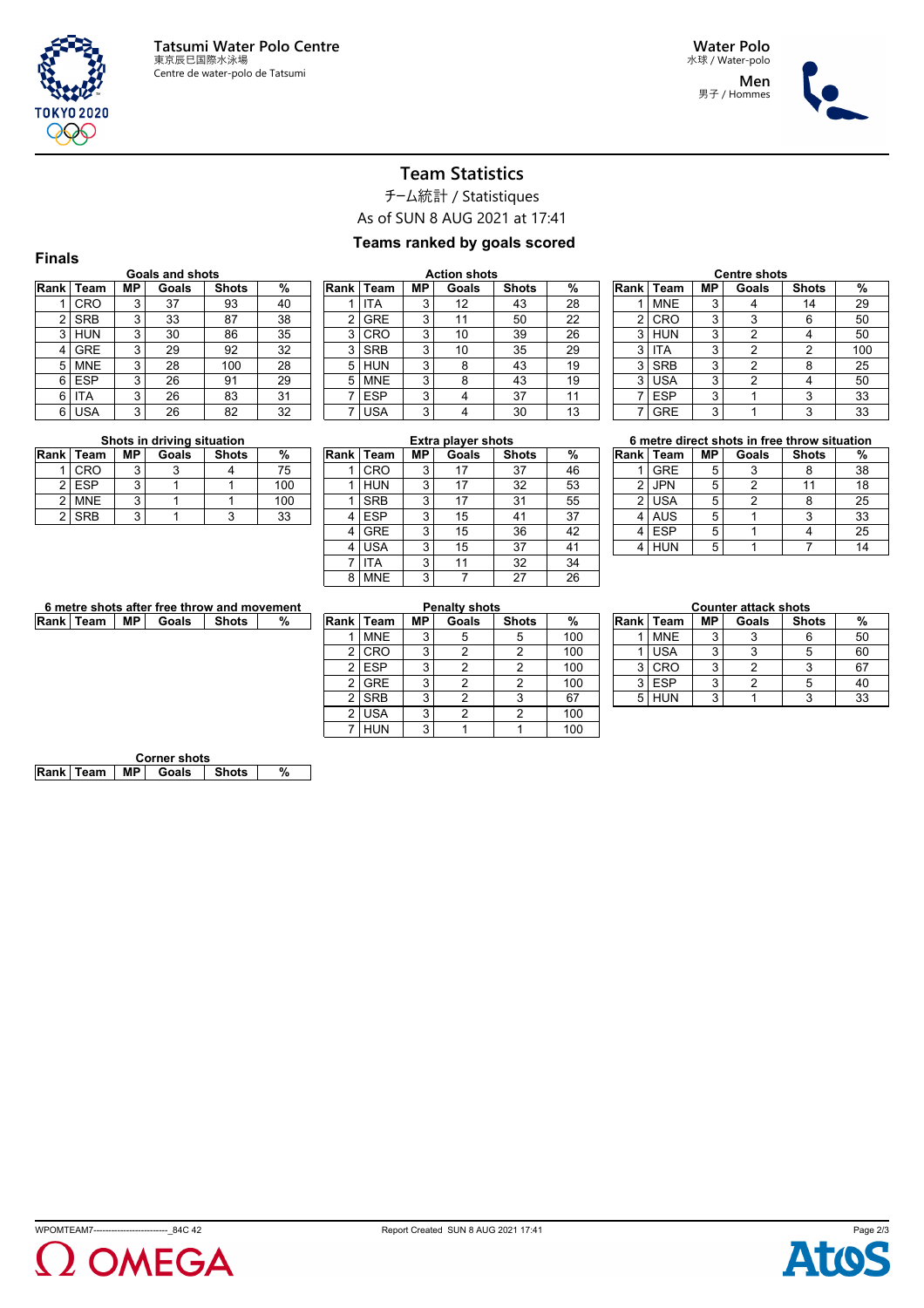# Team Statistics

チーム統計 / Statistiques

As of SUN 8 AUG 2021 at 17:41

**Teams ranked by goals scored**

## Finals

### Goals and shots

| Rank | Team | MP | Goals | Shots | % |
|---|---|---|---|---|---|
| 1 | CRO | 3 | 37 | 93 | 40 |
| 2 | SRB | 3 | 33 | 87 | 38 |
| 3 | HUN | 3 | 30 | 86 | 35 |
| 4 | GRE | 3 | 29 | 92 | 32 |
| 5 | MNE | 3 | 28 | 100 | 28 |
| 6 | ESP | 3 | 26 | 91 | 29 |
| 6 | ITA | 3 | 26 | 83 | 31 |
| 6 | USA | 3 | 26 | 82 | 32 |

### Action shots

| Rank | Team | MP | Goals | Shots | % |
|---|---|---|---|---|---|
| 1 | ITA | 3 | 12 | 43 | 28 |
| 2 | GRE | 3 | 11 | 50 | 22 |
| 3 | CRO | 3 | 10 | 39 | 26 |
| 3 | SRB | 3 | 10 | 35 | 29 |
| 5 | HUN | 3 | 8 | 43 | 19 |
| 5 | MNE | 3 | 8 | 43 | 19 |
| 7 | ESP | 3 | 4 | 37 | 11 |
| 7 | USA | 3 | 4 | 30 | 13 |

### Centre shots

| Rank | Team | MP | Goals | Shots | % |
|---|---|---|---|---|---|
| 1 | MNE | 3 | 4 | 14 | 29 |
| 2 | CRO | 3 | 3 | 6 | 50 |
| 3 | HUN | 3 | 2 | 4 | 50 |
| 3 | ITA | 3 | 2 | 2 | 100 |
| 3 | SRB | 3 | 2 | 8 | 25 |
| 3 | USA | 3 | 2 | 4 | 50 |
| 7 | ESP | 3 | 1 | 3 | 33 |
| 7 | GRE | 3 | 1 | 3 | 33 |

### Shots in driving situation

| Rank | Team | MP | Goals | Shots | % |
|---|---|---|---|---|---|
| 1 | CRO | 3 | 3 | 4 | 75 |
| 2 | ESP | 3 | 1 | 1 | 100 |
| 2 | MNE | 3 | 1 | 1 | 100 |
| 2 | SRB | 3 | 1 | 3 | 33 |

### Extra player shots

| Rank | Team | MP | Goals | Shots | % |
|---|---|---|---|---|---|
| 1 | CRO | 3 | 17 | 37 | 46 |
| 1 | HUN | 3 | 17 | 32 | 53 |
| 1 | SRB | 3 | 17 | 31 | 55 |
| 4 | ESP | 3 | 15 | 41 | 37 |
| 4 | GRE | 3 | 15 | 36 | 42 |
| 4 | USA | 3 | 15 | 37 | 41 |
| 7 | ITA | 3 | 11 | 32 | 34 |
| 8 | MNE | 3 | 7 | 27 | 26 |

### 6 metre direct shots in free throw situation

| Rank | Team | MP | Goals | Shots | % |
|---|---|---|---|---|---|
| 1 | GRE | 5 | 3 | 8 | 38 |
| 2 | JPN | 5 | 2 | 11 | 18 |
| 2 | USA | 5 | 2 | 8 | 25 |
| 4 | AUS | 5 | 1 | 3 | 33 |
| 4 | ESP | 5 | 1 | 4 | 25 |
| 4 | HUN | 5 | 1 | 7 | 14 |

### 6 metre shots after free throw and movement

| Rank | Team | MP | Goals | Shots | % |
|---|---|---|---|---|---|

### Penalty shots

| Rank | Team | MP | Goals | Shots | % |
|---|---|---|---|---|---|
| 1 | MNE | 3 | 5 | 5 | 100 |
| 2 | CRO | 3 | 2 | 2 | 100 |
| 2 | ESP | 3 | 2 | 2 | 100 |
| 2 | GRE | 3 | 2 | 2 | 100 |
| 2 | SRB | 3 | 2 | 3 | 67 |
| 2 | USA | 3 | 2 | 2 | 100 |
| 7 | HUN | 3 | 1 | 1 | 100 |

### Counter attack shots

| Rank | Team | MP | Goals | Shots | % |
|---|---|---|---|---|---|
| 1 | MNE | 3 | 3 | 6 | 50 |
| 1 | USA | 3 | 3 | 5 | 60 |
| 3 | CRO | 3 | 2 | 3 | 67 |
| 3 | ESP | 3 | 2 | 5 | 40 |
| 5 | HUN | 3 | 1 | 3 | 33 |

### Corner shots

| Rank | Team | MP | Goals | Shots | % |
|---|---|---|---|---|---|

WPOMTEAM7------------------------_84C 42 Report Created SUN 8 AUG 2021 17:41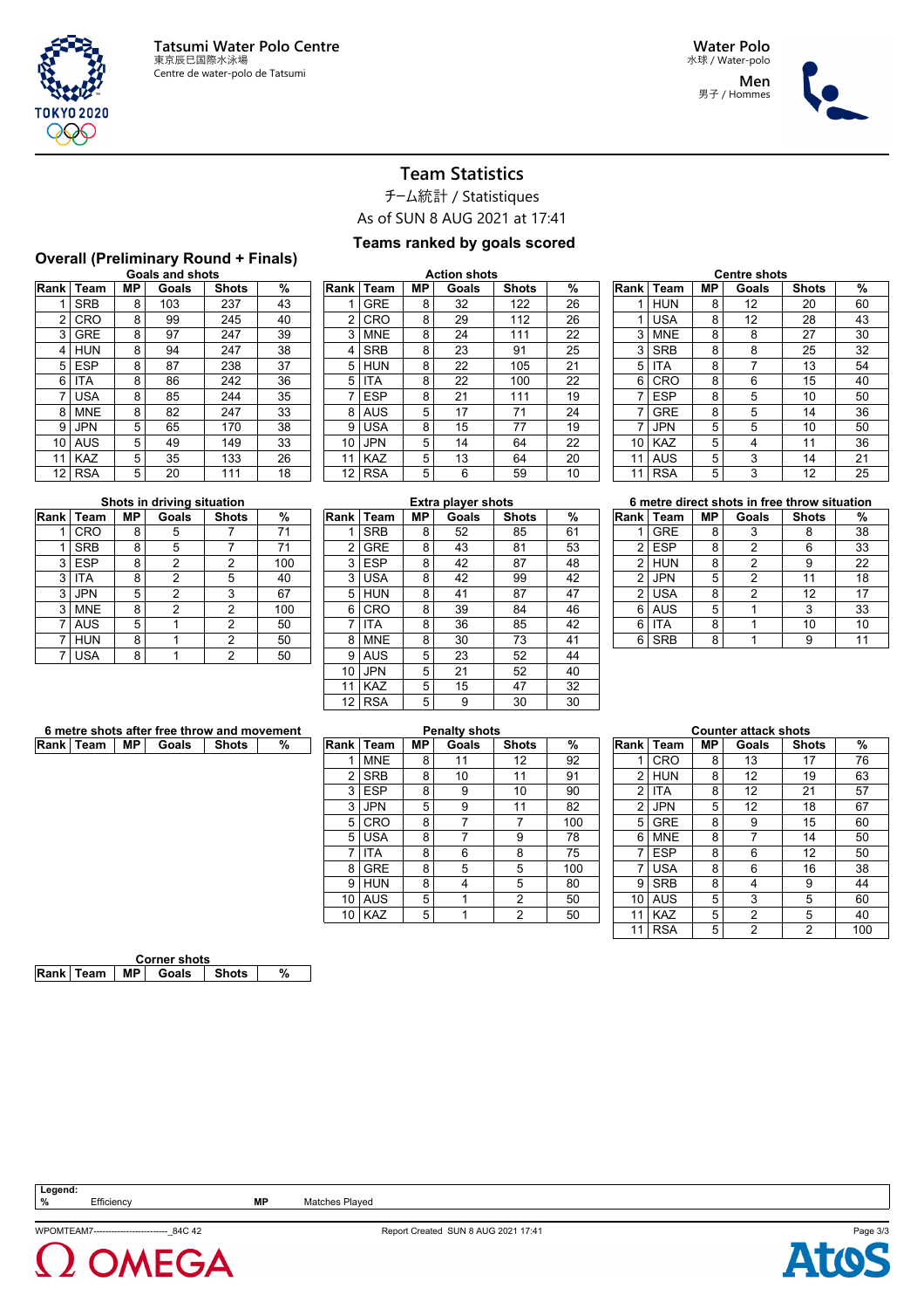Tatsumi Water Polo Centre
東京辰巳国際水泳場
Centre de water-polo de Tatsumi

Water Polo
水球 / Water-polo
Men
男子 / Hommes

# Team Statistics

チーム統計 / Statistiques

As of SUN 8 AUG 2021 at 17:41

**Teams ranked by goals scored**

## Overall (Preliminary Round + Finals)

### Goals and shots

| Rank | Team | MP | Goals | Shots | % |
|---|---|---|---|---|---|
| 1 | SRB | 8 | 103 | 237 | 43 |
| 2 | CRO | 8 | 99 | 245 | 40 |
| 3 | GRE | 8 | 97 | 247 | 39 |
| 4 | HUN | 8 | 94 | 247 | 38 |
| 5 | ESP | 8 | 87 | 238 | 37 |
| 6 | ITA | 8 | 86 | 242 | 36 |
| 7 | USA | 8 | 85 | 244 | 35 |
| 8 | MNE | 8 | 82 | 247 | 33 |
| 9 | JPN | 5 | 65 | 170 | 38 |
| 10 | AUS | 5 | 49 | 149 | 33 |
| 11 | KAZ | 5 | 35 | 133 | 26 |
| 12 | RSA | 5 | 20 | 111 | 18 |

### Action shots

| Rank | Team | MP | Goals | Shots | % |
|---|---|---|---|---|---|
| 1 | GRE | 8 | 32 | 122 | 26 |
| 2 | CRO | 8 | 29 | 112 | 26 |
| 3 | MNE | 8 | 24 | 111 | 22 |
| 4 | SRB | 8 | 23 | 91 | 25 |
| 5 | HUN | 8 | 22 | 105 | 21 |
| 5 | ITA | 8 | 22 | 100 | 22 |
| 7 | ESP | 8 | 21 | 111 | 19 |
| 8 | AUS | 5 | 17 | 71 | 24 |
| 9 | USA | 8 | 15 | 77 | 19 |
| 10 | JPN | 5 | 14 | 64 | 22 |
| 11 | KAZ | 5 | 13 | 64 | 20 |
| 12 | RSA | 5 | 6 | 59 | 10 |

### Centre shots

| Rank | Team | MP | Goals | Shots | % |
|---|---|---|---|---|---|
| 1 | HUN | 8 | 12 | 20 | 60 |
| 1 | USA | 8 | 12 | 28 | 43 |
| 3 | MNE | 8 | 8 | 27 | 30 |
| 3 | SRB | 8 | 8 | 25 | 32 |
| 5 | ITA | 8 | 7 | 13 | 54 |
| 6 | CRO | 8 | 6 | 15 | 40 |
| 7 | ESP | 8 | 5 | 10 | 50 |
| 7 | GRE | 8 | 5 | 14 | 36 |
| 7 | JPN | 5 | 5 | 10 | 50 |
| 10 | KAZ | 5 | 4 | 11 | 36 |
| 11 | AUS | 5 | 3 | 14 | 21 |
| 11 | RSA | 5 | 3 | 12 | 25 |

### Shots in driving situation

| Rank | Team | MP | Goals | Shots | % |
|---|---|---|---|---|---|
| 1 | CRO | 8 | 5 | 7 | 71 |
| 1 | SRB | 8 | 5 | 7 | 71 |
| 3 | ESP | 8 | 2 | 2 | 100 |
| 3 | ITA | 8 | 2 | 5 | 40 |
| 3 | JPN | 5 | 2 | 3 | 67 |
| 3 | MNE | 8 | 2 | 2 | 100 |
| 7 | AUS | 5 | 1 | 2 | 50 |
| 7 | HUN | 8 | 1 | 2 | 50 |
| 7 | USA | 8 | 1 | 2 | 50 |

### Extra player shots

| Rank | Team | MP | Goals | Shots | % |
|---|---|---|---|---|---|
| 1 | SRB | 8 | 52 | 85 | 61 |
| 2 | GRE | 8 | 43 | 81 | 53 |
| 3 | ESP | 8 | 42 | 87 | 48 |
| 3 | USA | 8 | 42 | 99 | 42 |
| 5 | HUN | 8 | 41 | 87 | 47 |
| 6 | CRO | 8 | 39 | 84 | 46 |
| 7 | ITA | 8 | 36 | 85 | 42 |
| 8 | MNE | 8 | 30 | 73 | 41 |
| 9 | AUS | 5 | 23 | 52 | 44 |
| 10 | JPN | 5 | 21 | 52 | 40 |
| 11 | KAZ | 5 | 15 | 47 | 32 |
| 12 | RSA | 5 | 9 | 30 | 30 |

### 6 metre direct shots in free throw situation

| Rank | Team | MP | Goals | Shots | % |
|---|---|---|---|---|---|
| 1 | GRE | 8 | 3 | 8 | 38 |
| 2 | ESP | 8 | 2 | 6 | 33 |
| 2 | HUN | 8 | 2 | 9 | 22 |
| 2 | JPN | 5 | 2 | 11 | 18 |
| 2 | USA | 8 | 2 | 12 | 17 |
| 6 | AUS | 5 | 1 | 3 | 33 |
| 6 | ITA | 8 | 1 | 10 | 10 |
| 6 | SRB | 8 | 1 | 9 | 11 |

### 6 metre shots after free throw and movement

| Rank | Team | MP | Goals | Shots | % |
|---|---|---|---|---|---|

### Penalty shots

| Rank | Team | MP | Goals | Shots | % |
|---|---|---|---|---|---|
| 1 | MNE | 8 | 11 | 12 | 92 |
| 2 | SRB | 8 | 10 | 11 | 91 |
| 3 | ESP | 8 | 9 | 10 | 90 |
| 3 | JPN | 5 | 9 | 11 | 82 |
| 5 | CRO | 8 | 7 | 7 | 100 |
| 5 | USA | 8 | 7 | 9 | 78 |
| 7 | ITA | 8 | 6 | 8 | 75 |
| 8 | GRE | 8 | 5 | 5 | 100 |
| 9 | HUN | 8 | 4 | 5 | 80 |
| 10 | AUS | 5 | 1 | 2 | 50 |
| 10 | KAZ | 5 | 1 | 2 | 50 |

### Counter attack shots

| Rank | Team | MP | Goals | Shots | % |
|---|---|---|---|---|---|
| 1 | CRO | 8 | 13 | 17 | 76 |
| 2 | HUN | 8 | 12 | 19 | 63 |
| 2 | ITA | 8 | 12 | 21 | 57 |
| 2 | JPN | 5 | 12 | 18 | 67 |
| 5 | GRE | 8 | 9 | 15 | 60 |
| 6 | MNE | 8 | 7 | 14 | 50 |
| 7 | ESP | 8 | 6 | 12 | 50 |
| 7 | USA | 8 | 6 | 16 | 38 |
| 9 | SRB | 8 | 4 | 9 | 44 |
| 10 | AUS | 5 | 3 | 5 | 60 |
| 11 | KAZ | 5 | 2 | 5 | 40 |
| 11 | RSA | 5 | 2 | 2 | 100 |

### Corner shots

| Rank | Team | MP | Goals | Shots | % |
|---|---|---|---|---|---|

**Legend:**
% Efficiency
MP Matches Played

WPOMTEAM7------------------------_84C 42    Report Created SUN 8 AUG 2021 17:41